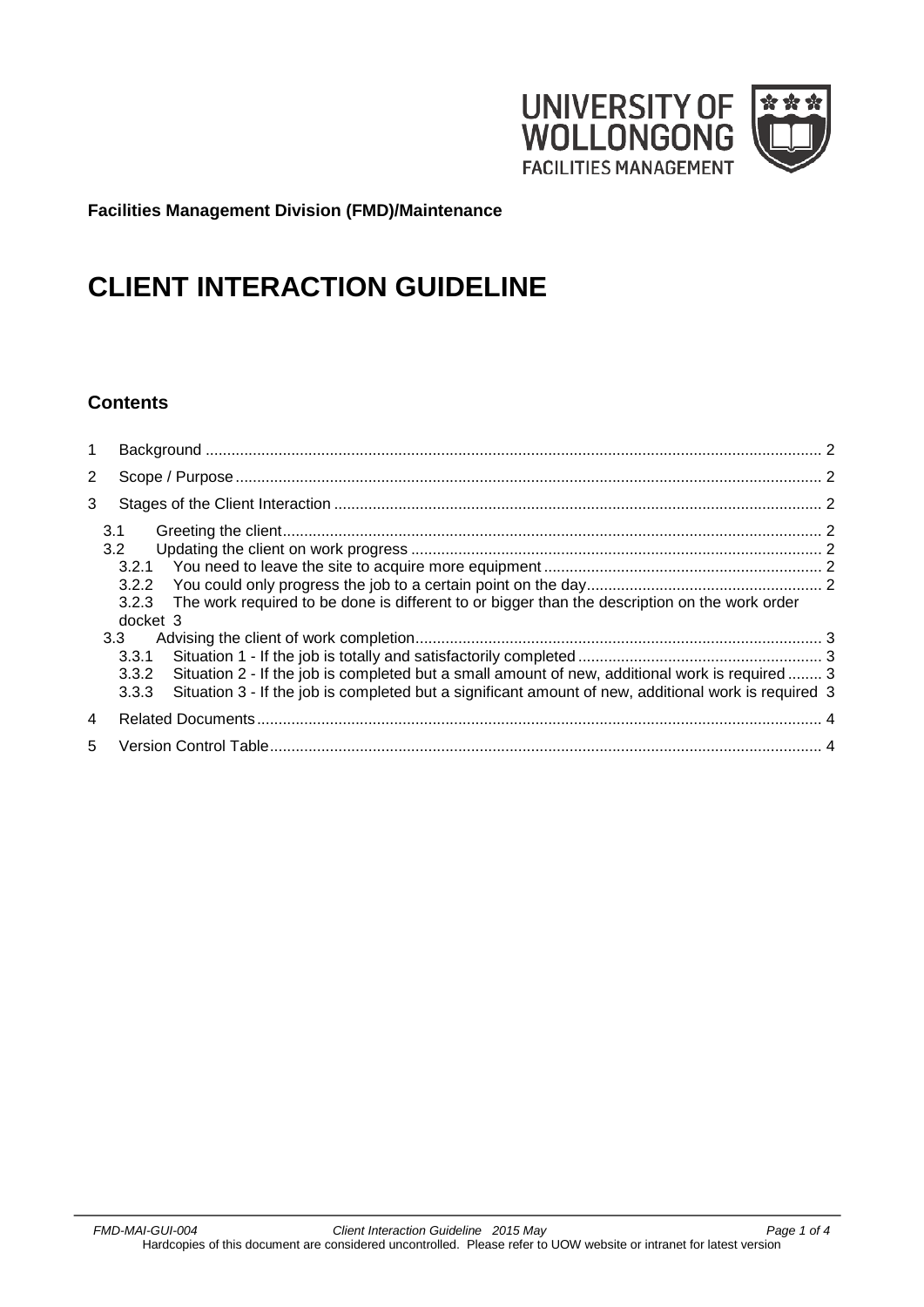**Facilities Management Division (FMD)/Maintenance**

# CLIENT INTERACTION GUIDELINE

## Contents

1 Background ..... 2

2 Scope / Purpose ..... 2

3 Stages of the Client Interaction ..... 2

- 3.1 Greeting the client ..... 2
- 3.2 Updating the client on work progress ..... 2
  - 3.2.1 You need to leave the site to acquire more equipment ..... 2
  - 3.2.2 You could only progress the job to a certain point on the day ..... 2
  - 3.2.3 The work required to be done is different to or bigger than the description on the work order docket 3
- 3.3 Advising the client of work completion ..... 3
  - 3.3.1 Situation 1 - If the job is totally and satisfactorily completed ..... 3
  - 3.3.2 Situation 2 - If the job is completed but a small amount of new, additional work is required ..... 3
  - 3.3.3 Situation 3 - If the job is completed but a significant amount of new, additional work is required 3

4 Related Documents ..... 4

5 Version Control Table ..... 4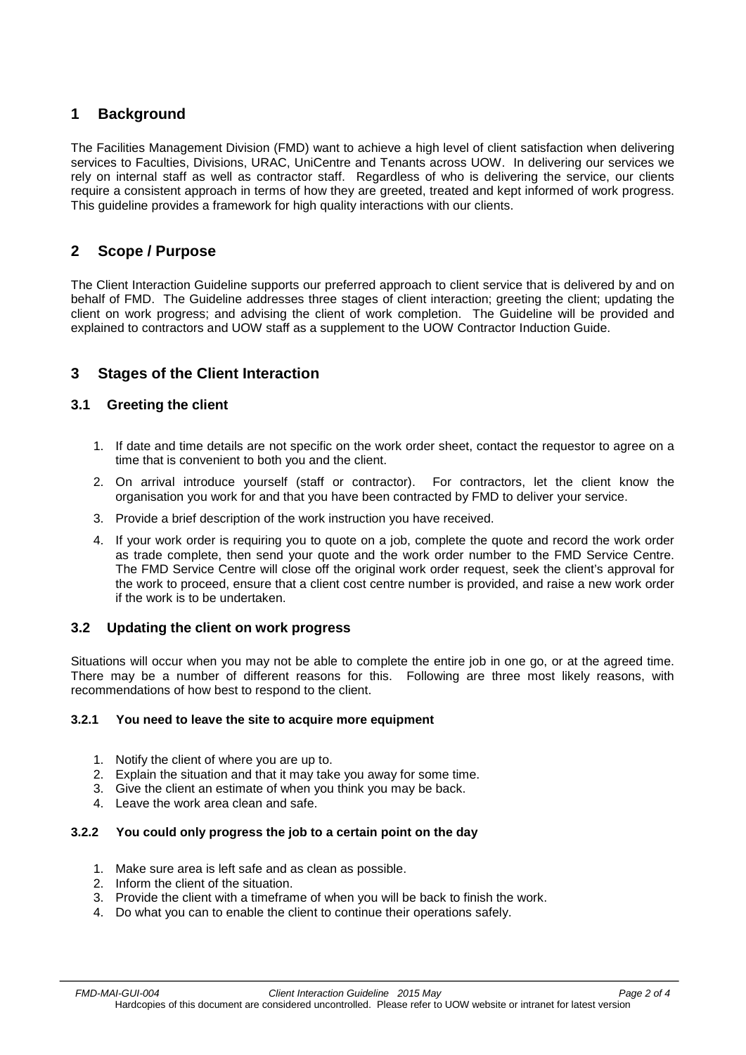## 1 Background

The Facilities Management Division (FMD) want to achieve a high level of client satisfaction when delivering services to Faculties, Divisions, URAC, UniCentre and Tenants across UOW. In delivering our services we rely on internal staff as well as contractor staff. Regardless of who is delivering the service, our clients require a consistent approach in terms of how they are greeted, treated and kept informed of work progress. This guideline provides a framework for high quality interactions with our clients.

## 2 Scope / Purpose

The Client Interaction Guideline supports our preferred approach to client service that is delivered by and on behalf of FMD. The Guideline addresses three stages of client interaction; greeting the client; updating the client on work progress; and advising the client of work completion. The Guideline will be provided and explained to contractors and UOW staff as a supplement to the UOW Contractor Induction Guide.

## 3 Stages of the Client Interaction

### 3.1 Greeting the client

1. If date and time details are not specific on the work order sheet, contact the requestor to agree on a time that is convenient to both you and the client.
2. On arrival introduce yourself (staff or contractor). For contractors, let the client know the organisation you work for and that you have been contracted by FMD to deliver your service.
3. Provide a brief description of the work instruction you have received.
4. If your work order is requiring you to quote on a job, complete the quote and record the work order as trade complete, then send your quote and the work order number to the FMD Service Centre. The FMD Service Centre will close off the original work order request, seek the client's approval for the work to proceed, ensure that a client cost centre number is provided, and raise a new work order if the work is to be undertaken.

### 3.2 Updating the client on work progress

Situations will occur when you may not be able to complete the entire job in one go, or at the agreed time. There may be a number of different reasons for this. Following are three most likely reasons, with recommendations of how best to respond to the client.

#### 3.2.1 You need to leave the site to acquire more equipment

1. Notify the client of where you are up to.
2. Explain the situation and that it may take you away for some time.
3. Give the client an estimate of when you think you may be back.
4. Leave the work area clean and safe.

#### 3.2.2 You could only progress the job to a certain point on the day

1. Make sure area is left safe and as clean as possible.
2. Inform the client of the situation.
3. Provide the client with a timeframe of when you will be back to finish the work.
4. Do what you can to enable the client to continue their operations safely.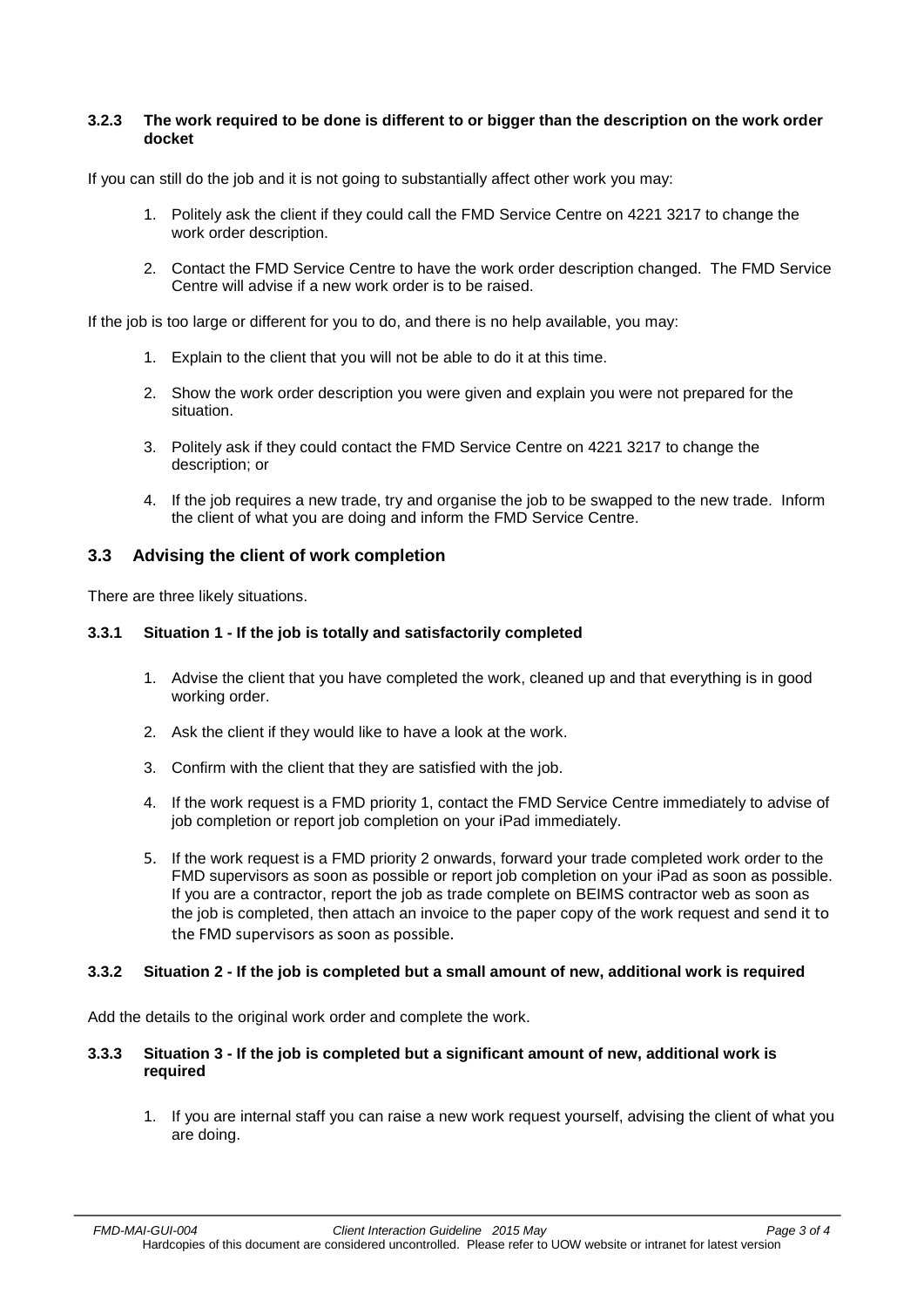#### 3.2.3 The work required to be done is different to or bigger than the description on the work order docket

If you can still do the job and it is not going to substantially affect other work you may:

1. Politely ask the client if they could call the FMD Service Centre on 4221 3217 to change the work order description.

2. Contact the FMD Service Centre to have the work order description changed. The FMD Service Centre will advise if a new work order is to be raised.

If the job is too large or different for you to do, and there is no help available, you may:

1. Explain to the client that you will not be able to do it at this time.

2. Show the work order description you were given and explain you were not prepared for the situation.

3. Politely ask if they could contact the FMD Service Centre on 4221 3217 to change the description; or

4. If the job requires a new trade, try and organise the job to be swapped to the new trade. Inform the client of what you are doing and inform the FMD Service Centre.

### 3.3 Advising the client of work completion

There are three likely situations.

#### 3.3.1 Situation 1 - If the job is totally and satisfactorily completed

1. Advise the client that you have completed the work, cleaned up and that everything is in good working order.

2. Ask the client if they would like to have a look at the work.

3. Confirm with the client that they are satisfied with the job.

4. If the work request is a FMD priority 1, contact the FMD Service Centre immediately to advise of job completion or report job completion on your iPad immediately.

5. If the work request is a FMD priority 2 onwards, forward your trade completed work order to the FMD supervisors as soon as possible or report job completion on your iPad as soon as possible. If you are a contractor, report the job as trade complete on BEIMS contractor web as soon as the job is completed, then attach an invoice to the paper copy of the work request and send it to the FMD supervisors as soon as possible.

#### 3.3.2 Situation 2 - If the job is completed but a small amount of new, additional work is required

Add the details to the original work order and complete the work.

#### 3.3.3 Situation 3 - If the job is completed but a significant amount of new, additional work is required

1. If you are internal staff you can raise a new work request yourself, advising the client of what you are doing.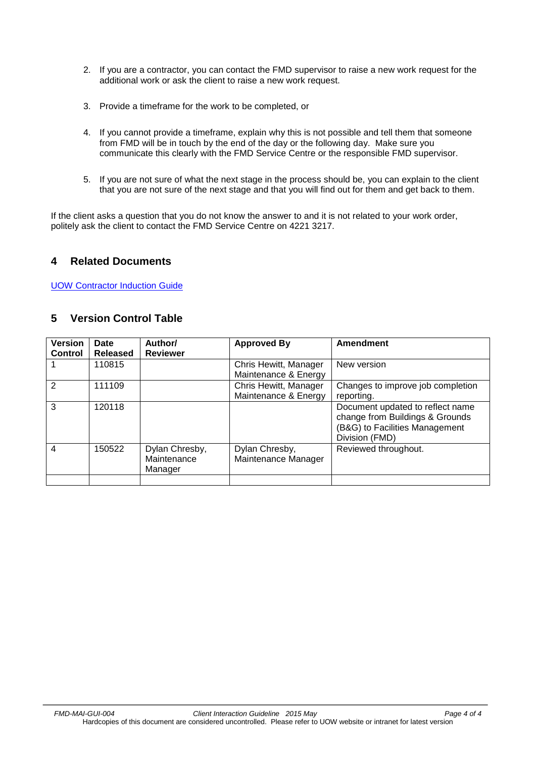2. If you are a contractor, you can contact the FMD supervisor to raise a new work request for the additional work or ask the client to raise a new work request.

3. Provide a timeframe for the work to be completed, or

4. If you cannot provide a timeframe, explain why this is not possible and tell them that someone from FMD will be in touch by the end of the day or the following day. Make sure you communicate this clearly with the FMD Service Centre or the responsible FMD supervisor.

5. If you are not sure of what the next stage in the process should be, you can explain to the client that you are not sure of the next stage and that you will find out for them and get back to them.

If the client asks a question that you do not know the answer to and it is not related to your work order, politely ask the client to contact the FMD Service Centre on 4221 3217.

## 4 Related Documents

UOW Contractor Induction Guide

## 5 Version Control Table

| Version Control | Date Released | Author/ Reviewer | Approved By | Amendment |
|---|---|---|---|---|
| 1 | 110815 | | Chris Hewitt, Manager Maintenance & Energy | New version |
| 2 | 111109 | | Chris Hewitt, Manager Maintenance & Energy | Changes to improve job completion reporting. |
| 3 | 120118 | | | Document updated to reflect name change from Buildings & Grounds (B&G) to Facilities Management Division (FMD) |
| 4 | 150522 | Dylan Chresby, Maintenance Manager | Dylan Chresby, Maintenance Manager | Reviewed throughout. |
| | | | | |

Hardcopies of this document are considered uncontrolled. Please refer to UOW website or intranet for latest version